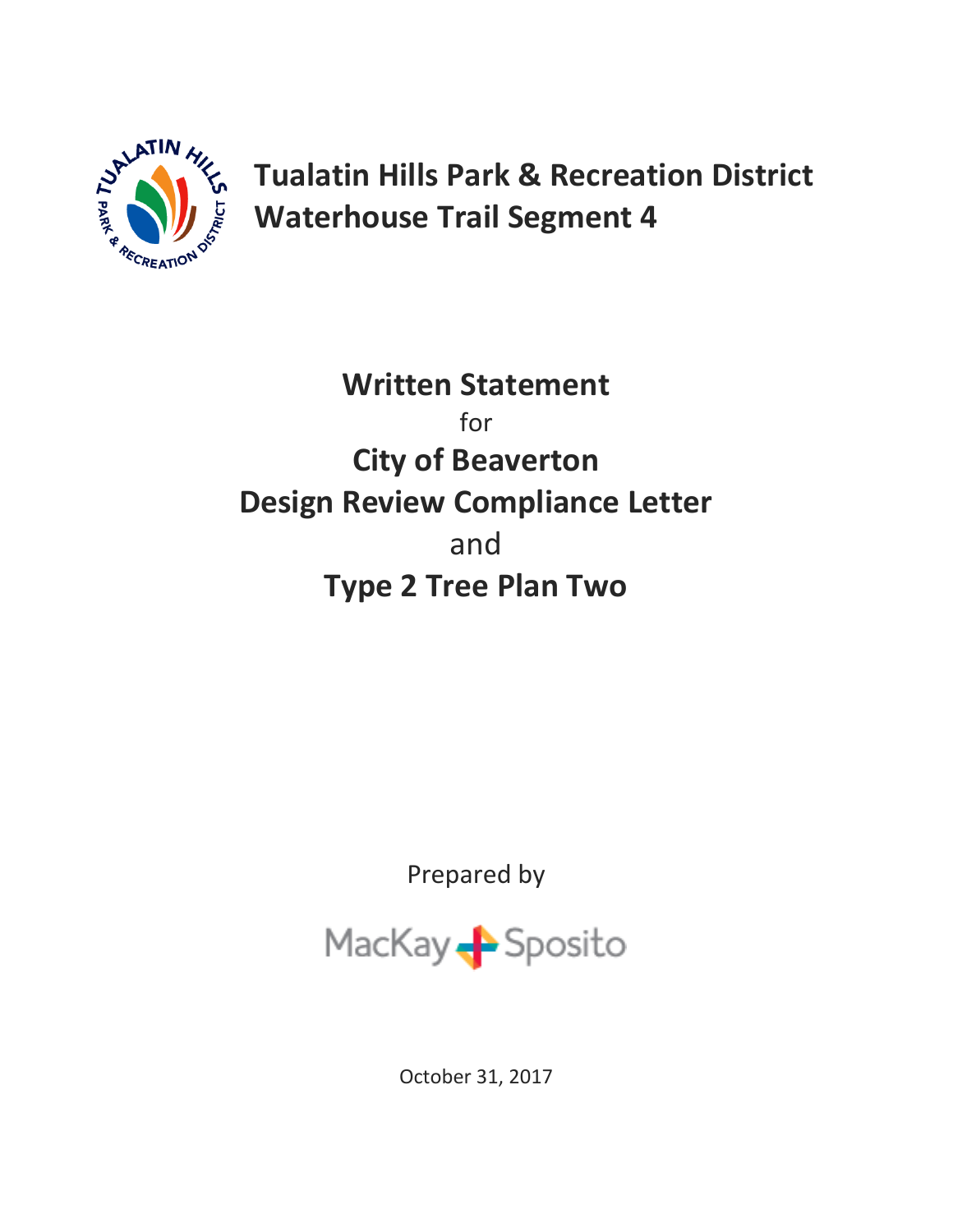# Tualatin Hills Park & Recreation District
# Waterhouse Trail Segment 4

## Written Statement

for

## City of Beaverton
## Design Review Compliance Letter

and

## Type 2 Tree Plan Two

Prepared by

MacKay Sposito

October 31, 2017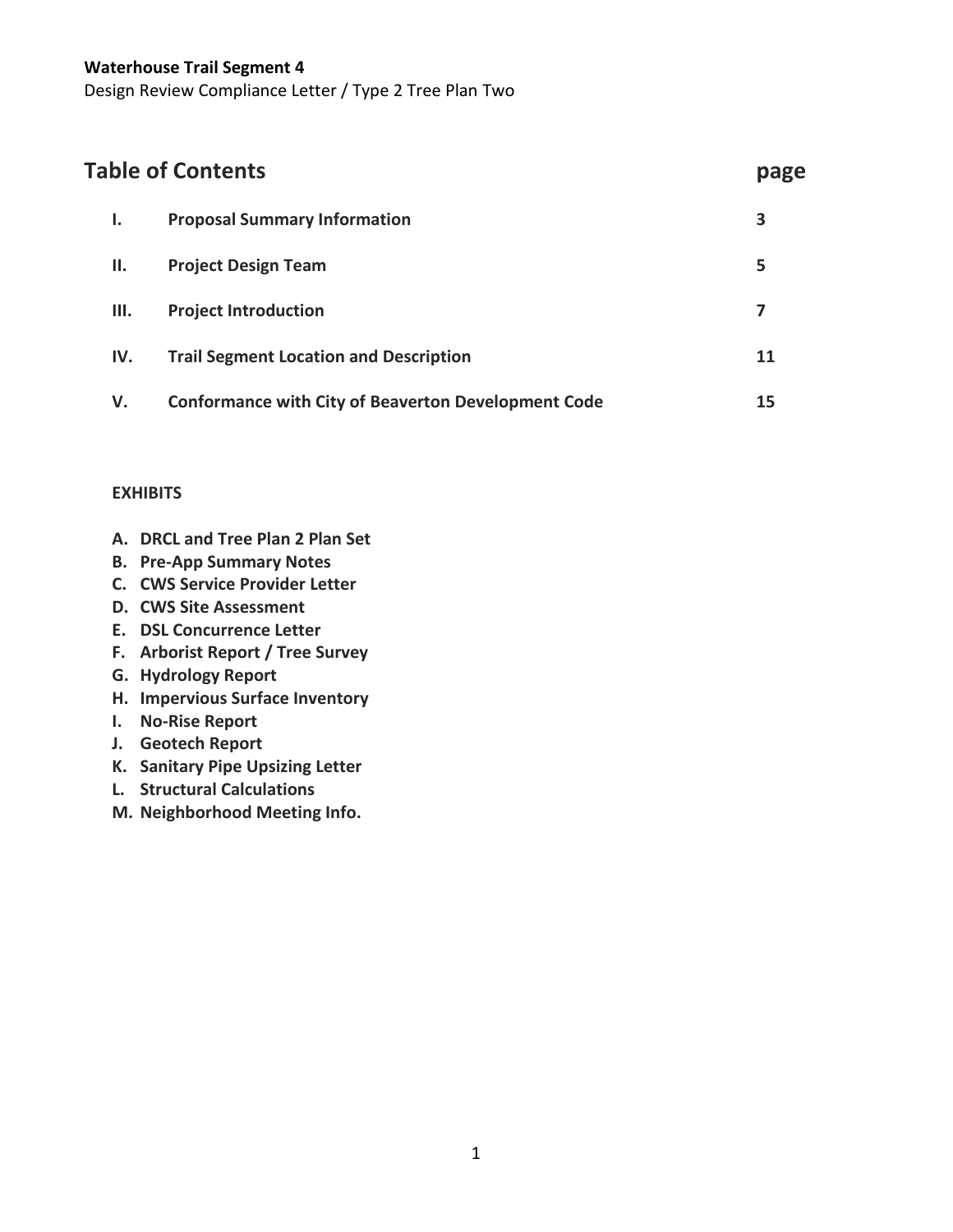**Waterhouse Trail Segment 4**
Design Review Compliance Letter / Type 2 Tree Plan Two

## Table of Contents

| | | page |
|---|---|---|
| **I.** | **Proposal Summary Information** | **3** |
| **II.** | **Project Design Team** | **5** |
| **III.** | **Project Introduction** | **7** |
| **IV.** | **Trail Segment Location and Description** | **11** |
| **V.** | **Conformance with City of Beaverton Development Code** | **15** |

**EXHIBITS**

- **A. DRCL and Tree Plan 2 Plan Set**
- **B. Pre-App Summary Notes**
- **C. CWS Service Provider Letter**
- **D. CWS Site Assessment**
- **E. DSL Concurrence Letter**
- **F. Arborist Report / Tree Survey**
- **G. Hydrology Report**
- **H. Impervious Surface Inventory**
- **I. No-Rise Report**
- **J. Geotech Report**
- **K. Sanitary Pipe Upsizing Letter**
- **L. Structural Calculations**
- **M. Neighborhood Meeting Info.**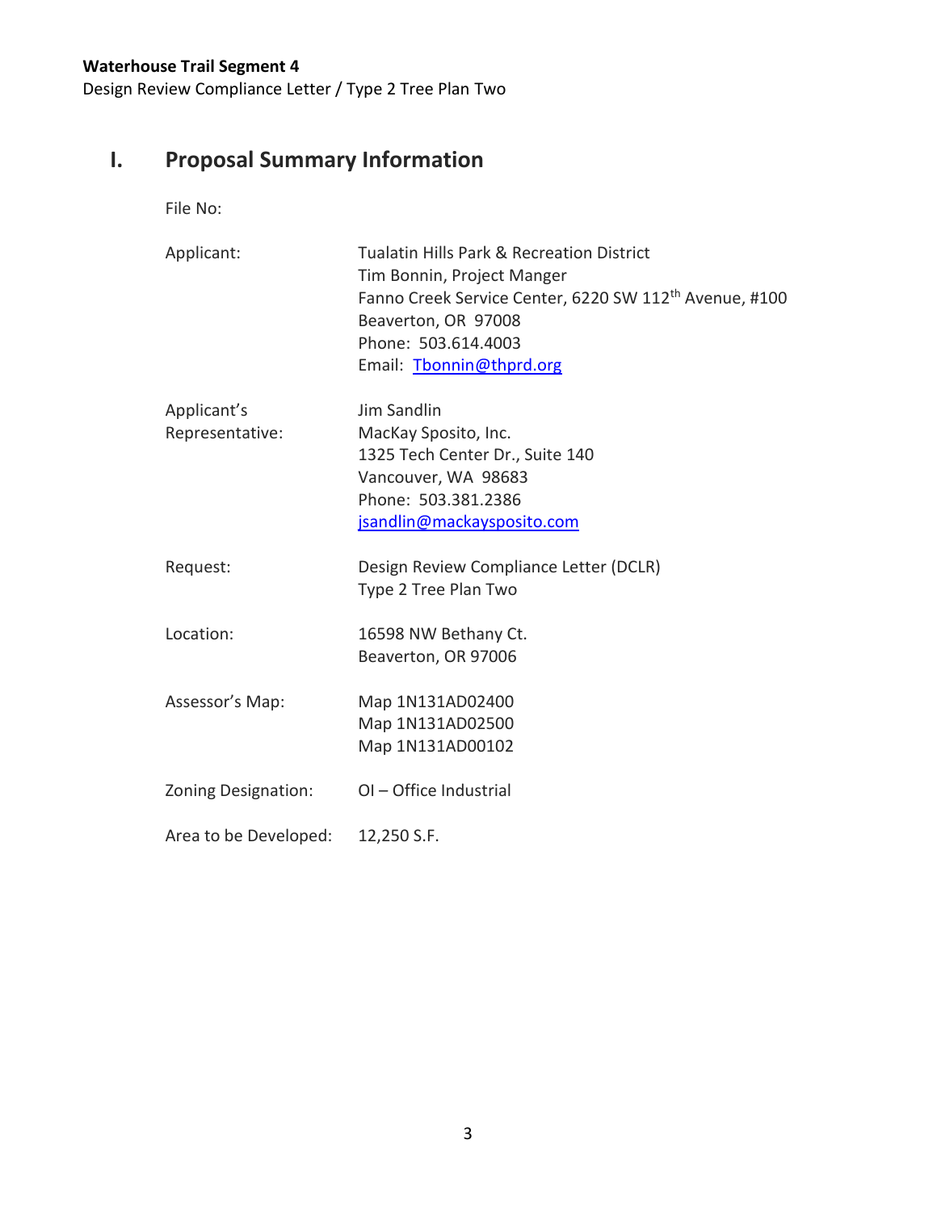# I. Proposal Summary Information

| | |
|---|---|
| File No: | |
| Applicant: | Tualatin Hills Park & Recreation District<br>Tim Bonnin, Project Manger<br>Fanno Creek Service Center, 6220 SW 112th Avenue, #100<br>Beaverton, OR 97008<br>Phone: 503.614.4003<br>Email: Tbonnin@thprd.org |
| Applicant's Representative: | Jim Sandlin<br>MacKay Sposito, Inc.<br>1325 Tech Center Dr., Suite 140<br>Vancouver, WA 98683<br>Phone: 503.381.2386<br>jsandlin@mackaysposito.com |
| Request: | Design Review Compliance Letter (DCLR)<br>Type 2 Tree Plan Two |
| Location: | 16598 NW Bethany Ct.<br>Beaverton, OR 97006 |
| Assessor's Map: | Map 1N131AD02400<br>Map 1N131AD02500<br>Map 1N131AD00102 |
| Zoning Designation: | OI – Office Industrial |
| Area to be Developed: | 12,250 S.F. |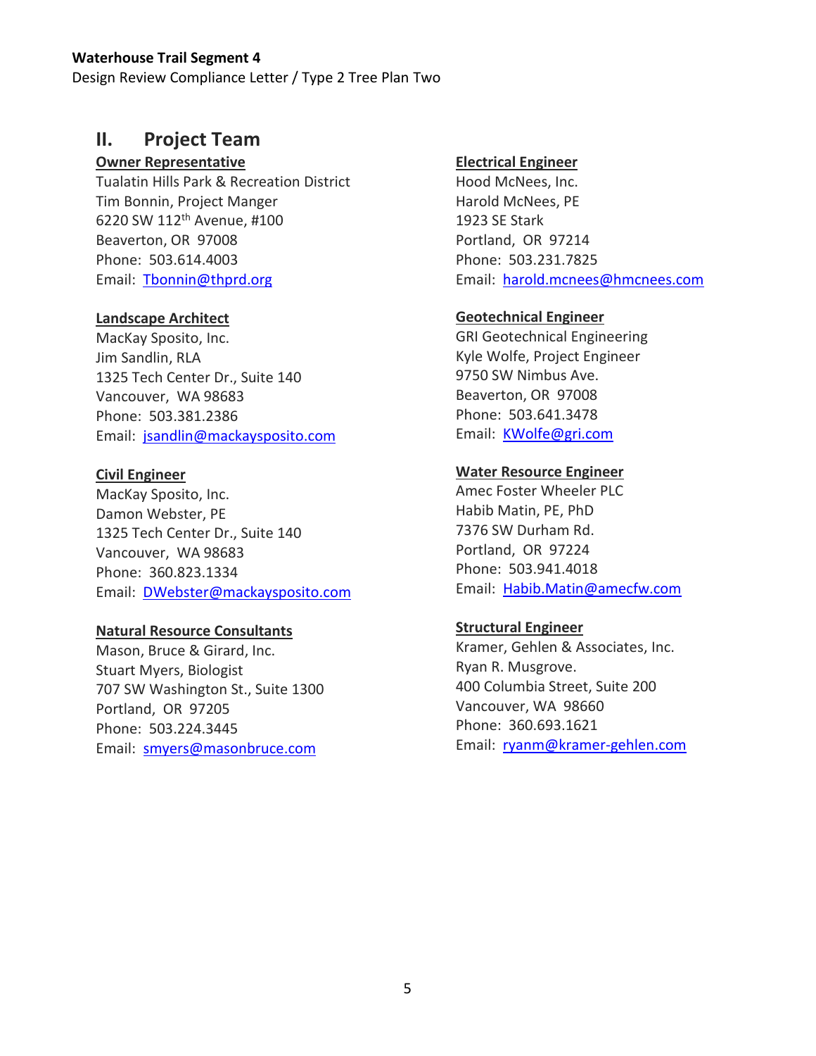## II. Project Team

**Owner Representative**

Tualatin Hills Park & Recreation District
Tim Bonnin, Project Manger
6220 SW 112th Avenue, #100
Beaverton, OR 97008
Phone: 503.614.4003
Email: Tbonnin@thprd.org

**Landscape Architect**

MacKay Sposito, Inc.
Jim Sandlin, RLA
1325 Tech Center Dr., Suite 140
Vancouver, WA 98683
Phone: 503.381.2386
Email: jsandlin@mackaysposito.com

**Civil Engineer**

MacKay Sposito, Inc.
Damon Webster, PE
1325 Tech Center Dr., Suite 140
Vancouver, WA 98683
Phone: 360.823.1334
Email: DWebster@mackaysposito.com

**Natural Resource Consultants**

Mason, Bruce & Girard, Inc.
Stuart Myers, Biologist
707 SW Washington St., Suite 1300
Portland, OR 97205
Phone: 503.224.3445
Email: smyers@masonbruce.com

**Electrical Engineer**

Hood McNees, Inc.
Harold McNees, PE
1923 SE Stark
Portland, OR 97214
Phone: 503.231.7825
Email: harold.mcnees@hmcnees.com

**Geotechnical Engineer**

GRI Geotechnical Engineering
Kyle Wolfe, Project Engineer
9750 SW Nimbus Ave.
Beaverton, OR 97008
Phone: 503.641.3478
Email: KWolfe@gri.com

**Water Resource Engineer**

Amec Foster Wheeler PLC
Habib Matin, PE, PhD
7376 SW Durham Rd.
Portland, OR 97224
Phone: 503.941.4018
Email: Habib.Matin@amecfw.com

**Structural Engineer**

Kramer, Gehlen & Associates, Inc.
Ryan R. Musgrove.
400 Columbia Street, Suite 200
Vancouver, WA 98660
Phone: 360.693.1621
Email: ryanm@kramer-gehlen.com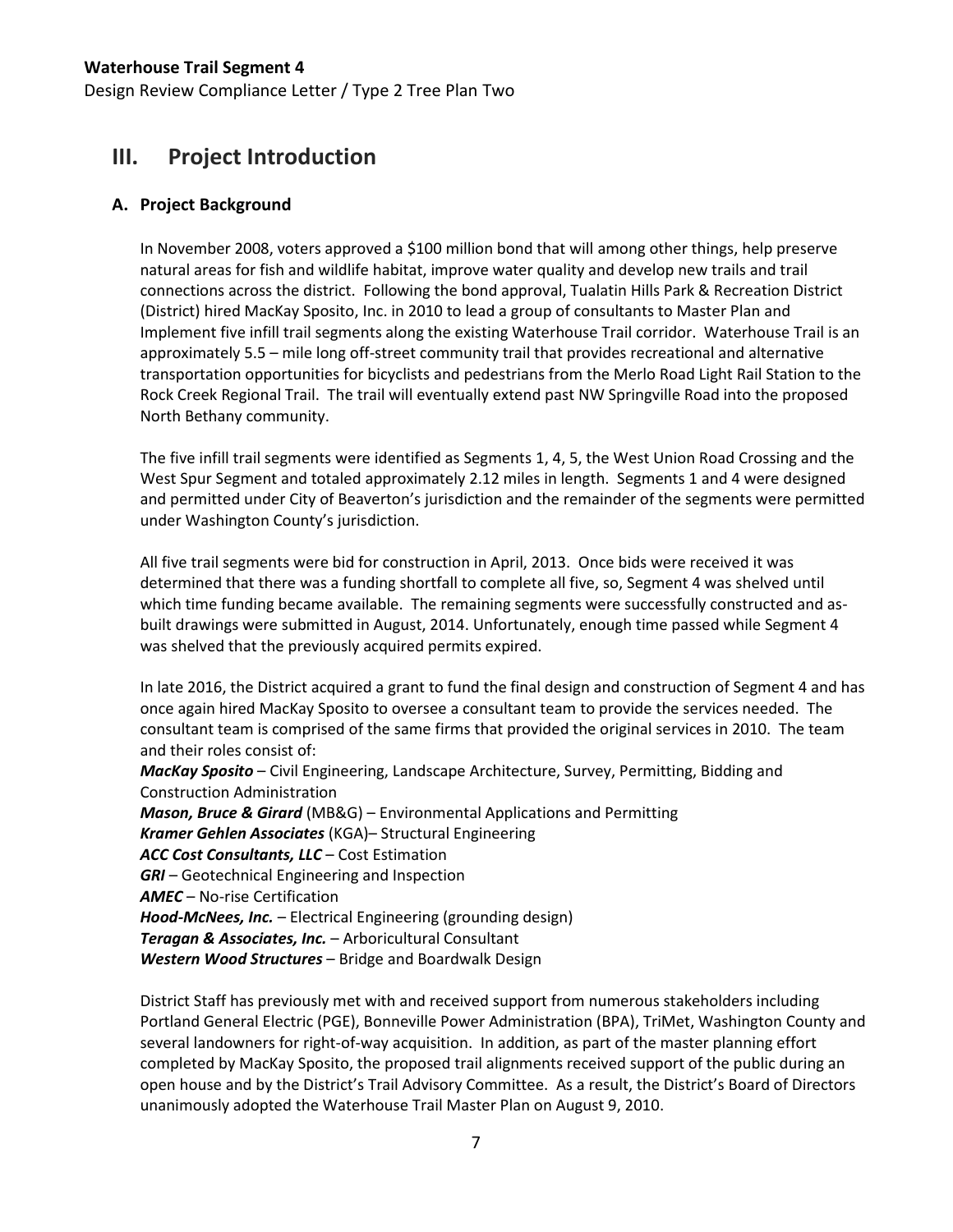# III. Project Introduction

## A. Project Background

In November 2008, voters approved a $100 million bond that will among other things, help preserve natural areas for fish and wildlife habitat, improve water quality and develop new trails and trail connections across the district. Following the bond approval, Tualatin Hills Park & Recreation District (District) hired MacKay Sposito, Inc. in 2010 to lead a group of consultants to Master Plan and Implement five infill trail segments along the existing Waterhouse Trail corridor. Waterhouse Trail is an approximately 5.5 – mile long off-street community trail that provides recreational and alternative transportation opportunities for bicyclists and pedestrians from the Merlo Road Light Rail Station to the Rock Creek Regional Trail. The trail will eventually extend past NW Springville Road into the proposed North Bethany community.

The five infill trail segments were identified as Segments 1, 4, 5, the West Union Road Crossing and the West Spur Segment and totaled approximately 2.12 miles in length. Segments 1 and 4 were designed and permitted under City of Beaverton's jurisdiction and the remainder of the segments were permitted under Washington County's jurisdiction.

All five trail segments were bid for construction in April, 2013. Once bids were received it was determined that there was a funding shortfall to complete all five, so, Segment 4 was shelved until which time funding became available. The remaining segments were successfully constructed and as-built drawings were submitted in August, 2014. Unfortunately, enough time passed while Segment 4 was shelved that the previously acquired permits expired.

In late 2016, the District acquired a grant to fund the final design and construction of Segment 4 and has once again hired MacKay Sposito to oversee a consultant team to provide the services needed. The consultant team is comprised of the same firms that provided the original services in 2010. The team and their roles consist of:

***MacKay Sposito*** – Civil Engineering, Landscape Architecture, Survey, Permitting, Bidding and Construction Administration
***Mason, Bruce & Girard*** (MB&G) – Environmental Applications and Permitting
***Kramer Gehlen Associates*** (KGA)– Structural Engineering
***ACC Cost Consultants, LLC*** – Cost Estimation
***GRI*** – Geotechnical Engineering and Inspection
***AMEC*** – No-rise Certification
***Hood-McNees, Inc.*** – Electrical Engineering (grounding design)
***Teragan & Associates, Inc.*** – Arboricultural Consultant
***Western Wood Structures*** – Bridge and Boardwalk Design

District Staff has previously met with and received support from numerous stakeholders including Portland General Electric (PGE), Bonneville Power Administration (BPA), TriMet, Washington County and several landowners for right-of-way acquisition. In addition, as part of the master planning effort completed by MacKay Sposito, the proposed trail alignments received support of the public during an open house and by the District's Trail Advisory Committee. As a result, the District's Board of Directors unanimously adopted the Waterhouse Trail Master Plan on August 9, 2010.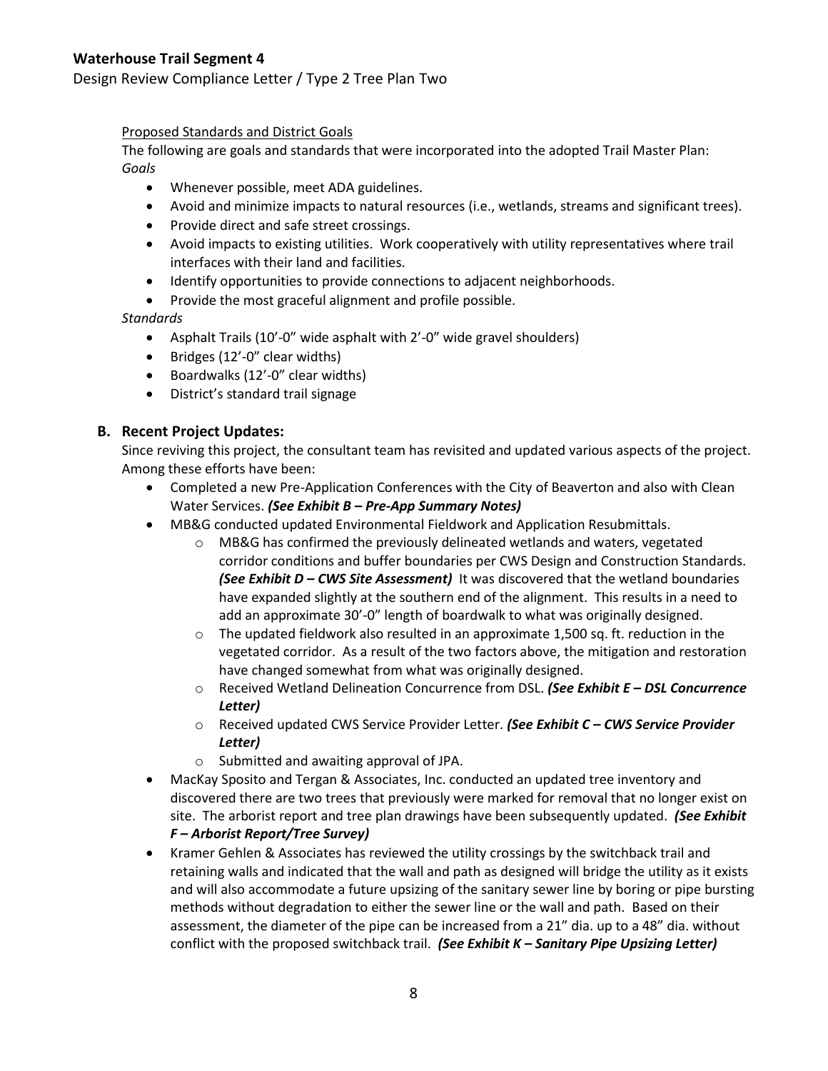Proposed Standards and District Goals

The following are goals and standards that were incorporated into the adopted Trail Master Plan:

*Goals*

- Whenever possible, meet ADA guidelines.
- Avoid and minimize impacts to natural resources (i.e., wetlands, streams and significant trees).
- Provide direct and safe street crossings.
- Avoid impacts to existing utilities. Work cooperatively with utility representatives where trail interfaces with their land and facilities.
- Identify opportunities to provide connections to adjacent neighborhoods.
- Provide the most graceful alignment and profile possible.

*Standards*

- Asphalt Trails (10'-0" wide asphalt with 2'-0" wide gravel shoulders)
- Bridges (12'-0" clear widths)
- Boardwalks (12'-0" clear widths)
- District's standard trail signage

## B. Recent Project Updates:

Since reviving this project, the consultant team has revisited and updated various aspects of the project. Among these efforts have been:

- Completed a new Pre-Application Conferences with the City of Beaverton and also with Clean Water Services. ***(See Exhibit B – Pre-App Summary Notes)***
- MB&G conducted updated Environmental Fieldwork and Application Resubmittals.
  - MB&G has confirmed the previously delineated wetlands and waters, vegetated corridor conditions and buffer boundaries per CWS Design and Construction Standards. ***(See Exhibit D – CWS Site Assessment)*** It was discovered that the wetland boundaries have expanded slightly at the southern end of the alignment. This results in a need to add an approximate 30'-0" length of boardwalk to what was originally designed.
  - The updated fieldwork also resulted in an approximate 1,500 sq. ft. reduction in the vegetated corridor. As a result of the two factors above, the mitigation and restoration have changed somewhat from what was originally designed.
  - Received Wetland Delineation Concurrence from DSL. ***(See Exhibit E – DSL Concurrence Letter)***
  - Received updated CWS Service Provider Letter. ***(See Exhibit C – CWS Service Provider Letter)***
  - Submitted and awaiting approval of JPA.
- MacKay Sposito and Tergan & Associates, Inc. conducted an updated tree inventory and discovered there are two trees that previously were marked for removal that no longer exist on site. The arborist report and tree plan drawings have been subsequently updated. ***(See Exhibit F – Arborist Report/Tree Survey)***
- Kramer Gehlen & Associates has reviewed the utility crossings by the switchback trail and retaining walls and indicated that the wall and path as designed will bridge the utility as it exists and will also accommodate a future upsizing of the sanitary sewer line by boring or pipe bursting methods without degradation to either the sewer line or the wall and path. Based on their assessment, the diameter of the pipe can be increased from a 21" dia. up to a 48" dia. without conflict with the proposed switchback trail. ***(See Exhibit K – Sanitary Pipe Upsizing Letter)***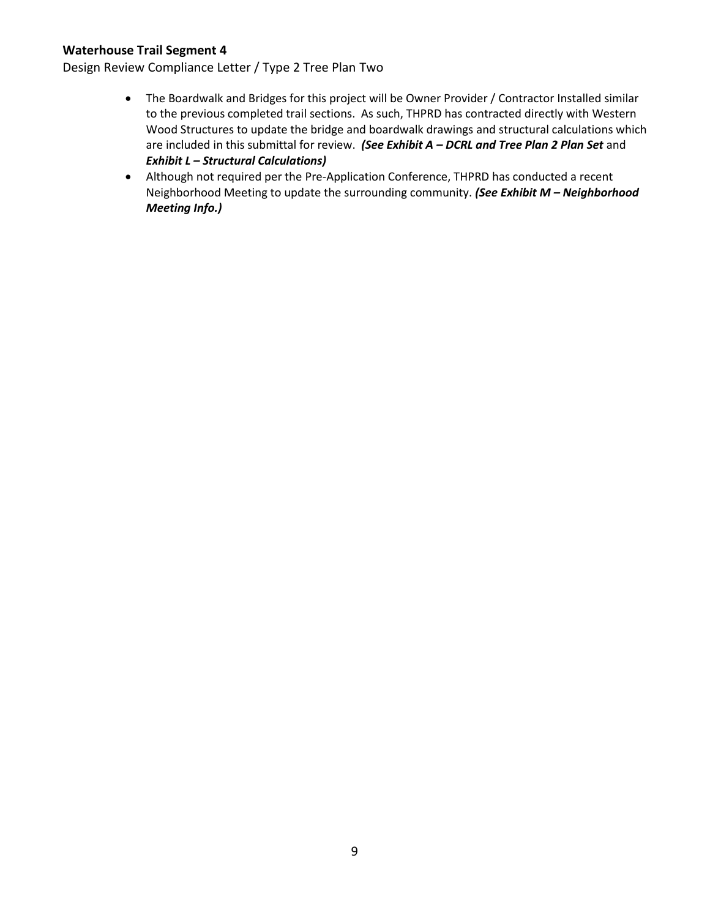- The Boardwalk and Bridges for this project will be Owner Provider / Contractor Installed similar to the previous completed trail sections. As such, THPRD has contracted directly with Western Wood Structures to update the bridge and boardwalk drawings and structural calculations which are included in this submittal for review. ***(See Exhibit A – DCRL and Tree Plan 2 Plan Set*** and ***Exhibit L – Structural Calculations)***
- Although not required per the Pre-Application Conference, THPRD has conducted a recent Neighborhood Meeting to update the surrounding community. ***(See Exhibit M – Neighborhood Meeting Info.)***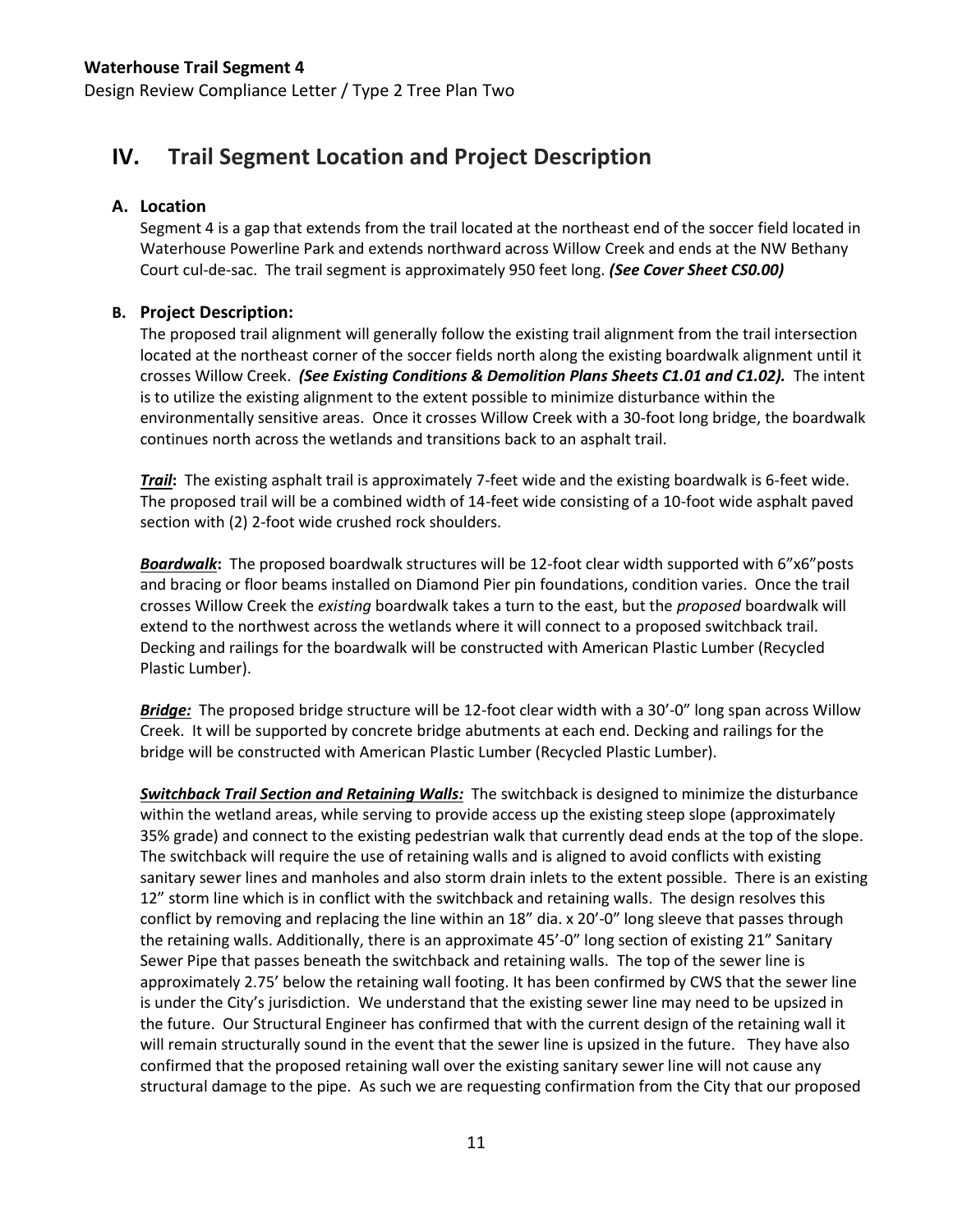## IV. Trail Segment Location and Project Description

### A. Location

Segment 4 is a gap that extends from the trail located at the northeast end of the soccer field located in Waterhouse Powerline Park and extends northward across Willow Creek and ends at the NW Bethany Court cul-de-sac. The trail segment is approximately 950 feet long. ***(See Cover Sheet CS0.00)***

### B. Project Description:

The proposed trail alignment will generally follow the existing trail alignment from the trail intersection located at the northeast corner of the soccer fields north along the existing boardwalk alignment until it crosses Willow Creek. ***(See Existing Conditions & Demolition Plans Sheets C1.01 and C1.02).*** The intent is to utilize the existing alignment to the extent possible to minimize disturbance within the environmentally sensitive areas. Once it crosses Willow Creek with a 30-foot long bridge, the boardwalk continues north across the wetlands and transitions back to an asphalt trail.

***Trail*:** The existing asphalt trail is approximately 7-feet wide and the existing boardwalk is 6-feet wide. The proposed trail will be a combined width of 14-feet wide consisting of a 10-foot wide asphalt paved section with (2) 2-foot wide crushed rock shoulders.

***Boardwalk*:** The proposed boardwalk structures will be 12-foot clear width supported with 6"x6"posts and bracing or floor beams installed on Diamond Pier pin foundations, condition varies. Once the trail crosses Willow Creek the *existing* boardwalk takes a turn to the east, but the *proposed* boardwalk will extend to the northwest across the wetlands where it will connect to a proposed switchback trail. Decking and railings for the boardwalk will be constructed with American Plastic Lumber (Recycled Plastic Lumber).

***Bridge:*** The proposed bridge structure will be 12-foot clear width with a 30'-0" long span across Willow Creek. It will be supported by concrete bridge abutments at each end. Decking and railings for the bridge will be constructed with American Plastic Lumber (Recycled Plastic Lumber).

***Switchback Trail Section and Retaining Walls:*** The switchback is designed to minimize the disturbance within the wetland areas, while serving to provide access up the existing steep slope (approximately 35% grade) and connect to the existing pedestrian walk that currently dead ends at the top of the slope. The switchback will require the use of retaining walls and is aligned to avoid conflicts with existing sanitary sewer lines and manholes and also storm drain inlets to the extent possible. There is an existing 12" storm line which is in conflict with the switchback and retaining walls. The design resolves this conflict by removing and replacing the line within an 18" dia. x 20'-0" long sleeve that passes through the retaining walls. Additionally, there is an approximate 45'-0" long section of existing 21" Sanitary Sewer Pipe that passes beneath the switchback and retaining walls. The top of the sewer line is approximately 2.75' below the retaining wall footing. It has been confirmed by CWS that the sewer line is under the City's jurisdiction. We understand that the existing sewer line may need to be upsized in the future. Our Structural Engineer has confirmed that with the current design of the retaining wall it will remain structurally sound in the event that the sewer line is upsized in the future. They have also confirmed that the proposed retaining wall over the existing sanitary sewer line will not cause any structural damage to the pipe. As such we are requesting confirmation from the City that our proposed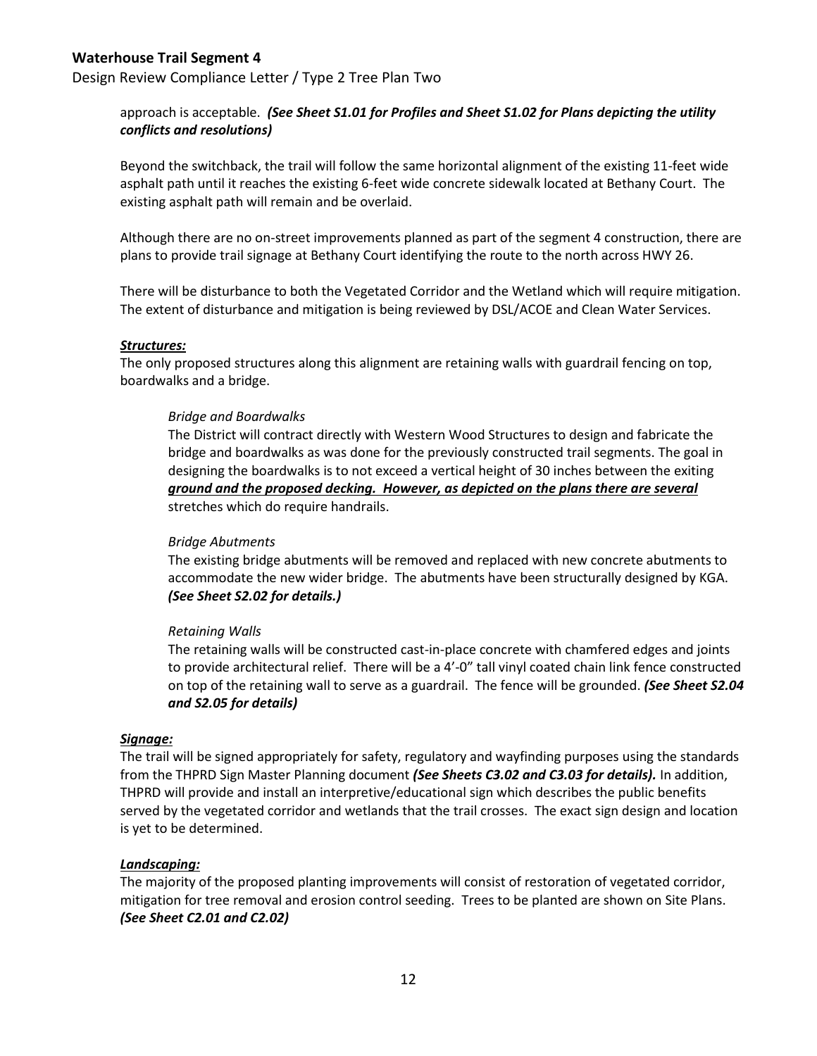approach is acceptable. ***(See Sheet S1.01 for Profiles and Sheet S1.02 for Plans depicting the utility conflicts and resolutions)***

Beyond the switchback, the trail will follow the same horizontal alignment of the existing 11-feet wide asphalt path until it reaches the existing 6-feet wide concrete sidewalk located at Bethany Court. The existing asphalt path will remain and be overlaid.

Although there are no on-street improvements planned as part of the segment 4 construction, there are plans to provide trail signage at Bethany Court identifying the route to the north across HWY 26.

There will be disturbance to both the Vegetated Corridor and the Wetland which will require mitigation. The extent of disturbance and mitigation is being reviewed by DSL/ACOE and Clean Water Services.

***Structures:***

The only proposed structures along this alignment are retaining walls with guardrail fencing on top, boardwalks and a bridge.

*Bridge and Boardwalks*

The District will contract directly with Western Wood Structures to design and fabricate the bridge and boardwalks as was done for the previously constructed trail segments. The goal in designing the boardwalks is to not exceed a vertical height of 30 inches between the exiting ***ground and the proposed decking. However, as depicted on the plans there are several*** stretches which do require handrails.

*Bridge Abutments*

The existing bridge abutments will be removed and replaced with new concrete abutments to accommodate the new wider bridge. The abutments have been structurally designed by KGA. ***(See Sheet S2.02 for details.)***

*Retaining Walls*

The retaining walls will be constructed cast-in-place concrete with chamfered edges and joints to provide architectural relief. There will be a 4'-0" tall vinyl coated chain link fence constructed on top of the retaining wall to serve as a guardrail. The fence will be grounded. ***(See Sheet S2.04 and S2.05 for details)***

***Signage:***

The trail will be signed appropriately for safety, regulatory and wayfinding purposes using the standards from the THPRD Sign Master Planning document ***(See Sheets C3.02 and C3.03 for details).*** In addition, THPRD will provide and install an interpretive/educational sign which describes the public benefits served by the vegetated corridor and wetlands that the trail crosses. The exact sign design and location is yet to be determined.

***Landscaping:***

The majority of the proposed planting improvements will consist of restoration of vegetated corridor, mitigation for tree removal and erosion control seeding. Trees to be planted are shown on Site Plans. ***(See Sheet C2.01 and C2.02)***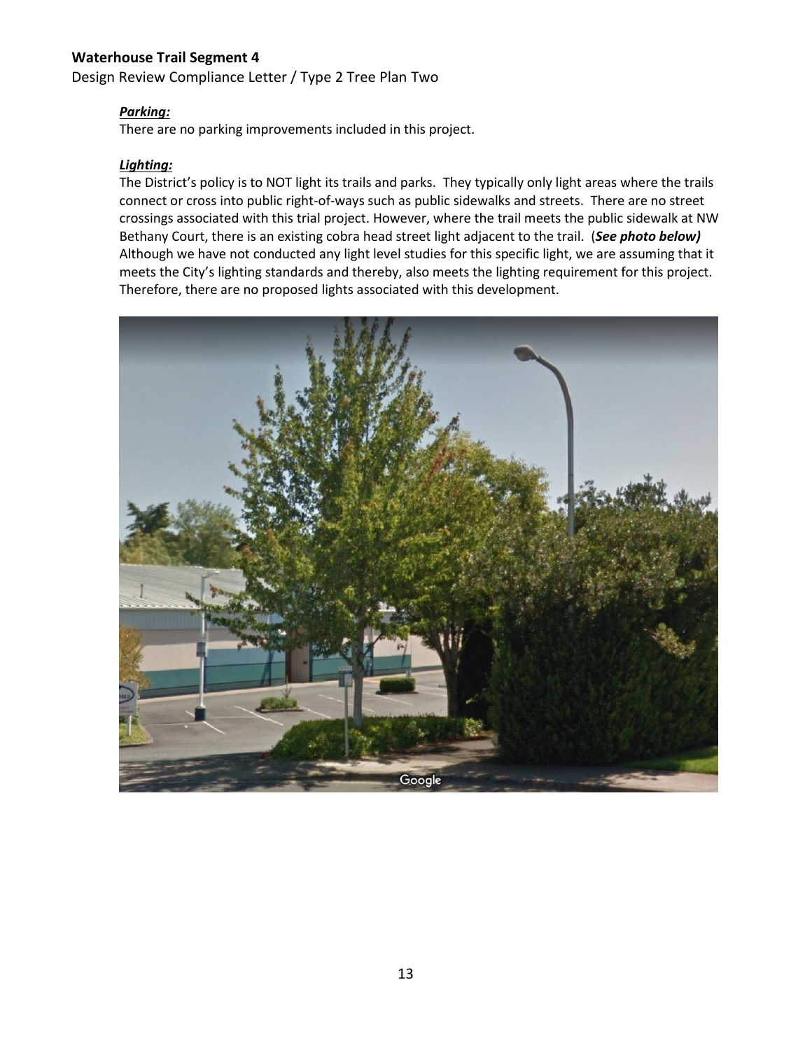### *Parking:*

There are no parking improvements included in this project.

### *Lighting:*

The District's policy is to NOT light its trails and parks. They typically only light areas where the trails connect or cross into public right-of-ways such as public sidewalks and streets. There are no street crossings associated with this trial project. However, where the trail meets the public sidewalk at NW Bethany Court, there is an existing cobra head street light adjacent to the trail. (***See photo below)*** Although we have not conducted any light level studies for this specific light, we are assuming that it meets the City's lighting standards and thereby, also meets the lighting requirement for this project. Therefore, there are no proposed lights associated with this development.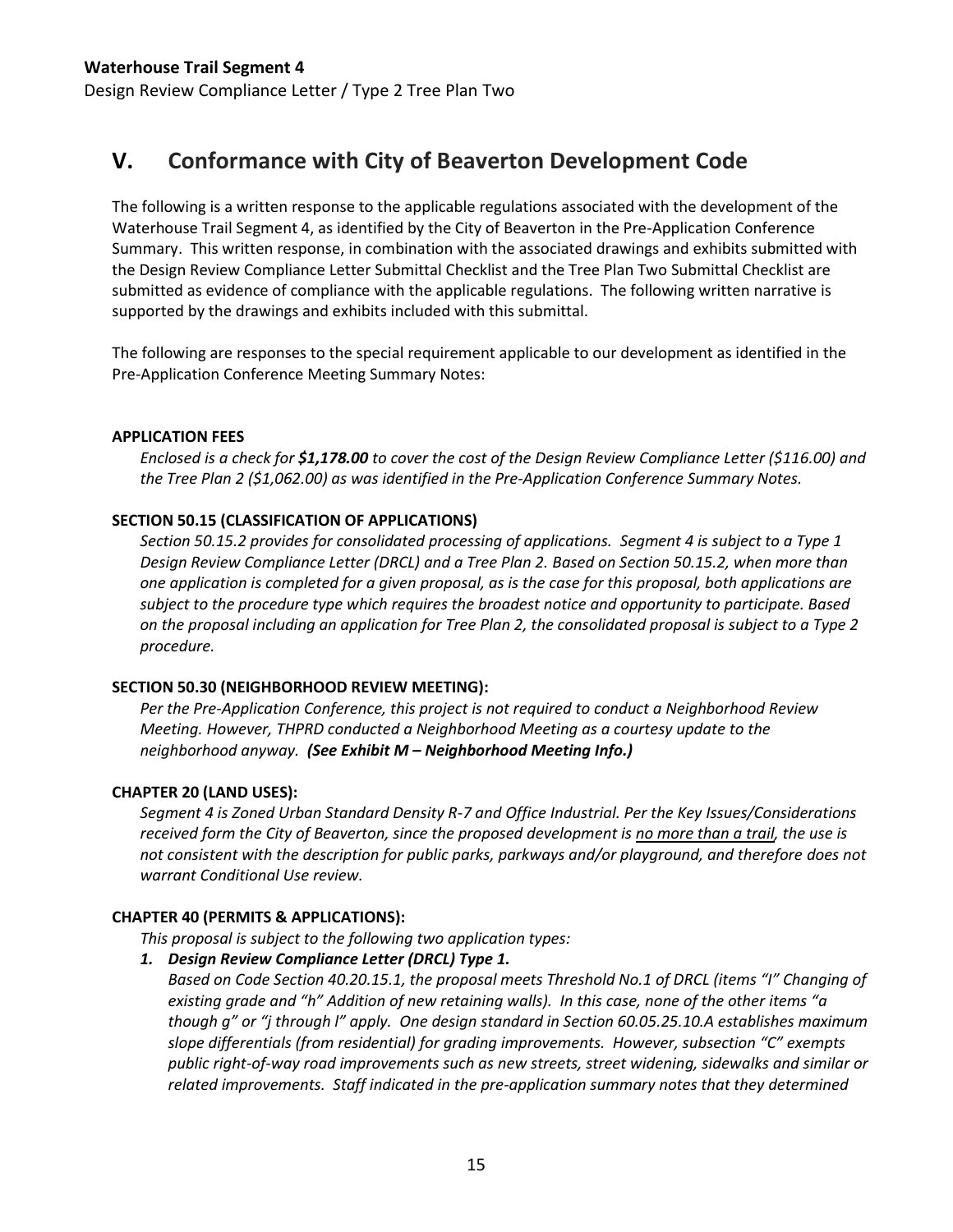## V. Conformance with City of Beaverton Development Code

The following is a written response to the applicable regulations associated with the development of the Waterhouse Trail Segment 4, as identified by the City of Beaverton in the Pre-Application Conference Summary. This written response, in combination with the associated drawings and exhibits submitted with the Design Review Compliance Letter Submittal Checklist and the Tree Plan Two Submittal Checklist are submitted as evidence of compliance with the applicable regulations. The following written narrative is supported by the drawings and exhibits included with this submittal.

The following are responses to the special requirement applicable to our development as identified in the Pre-Application Conference Meeting Summary Notes:

**APPLICATION FEES**

*Enclosed is a check for **$1,178.00** to cover the cost of the Design Review Compliance Letter ($116.00) and the Tree Plan 2 ($1,062.00) as was identified in the Pre-Application Conference Summary Notes.*

**SECTION 50.15 (CLASSIFICATION OF APPLICATIONS)**

*Section 50.15.2 provides for consolidated processing of applications. Segment 4 is subject to a Type 1 Design Review Compliance Letter (DRCL) and a Tree Plan 2. Based on Section 50.15.2, when more than one application is completed for a given proposal, as is the case for this proposal, both applications are subject to the procedure type which requires the broadest notice and opportunity to participate. Based on the proposal including an application for Tree Plan 2, the consolidated proposal is subject to a Type 2 procedure.*

**SECTION 50.30 (NEIGHBORHOOD REVIEW MEETING):**

*Per the Pre-Application Conference, this project is not required to conduct a Neighborhood Review Meeting. However, THPRD conducted a Neighborhood Meeting as a courtesy update to the neighborhood anyway. **(See Exhibit M – Neighborhood Meeting Info.)***

**CHAPTER 20 (LAND USES):**

*Segment 4 is Zoned Urban Standard Density R-7 and Office Industrial. Per the Key Issues/Considerations received form the City of Beaverton, since the proposed development is <u>no more than a trail</u>, the use is not consistent with the description for public parks, parkways and/or playground, and therefore does not warrant Conditional Use review.*

**CHAPTER 40 (PERMITS & APPLICATIONS):**

*This proposal is subject to the following two application types:*

1. ***Design Review Compliance Letter (DRCL) Type 1.***
   *Based on Code Section 40.20.15.1, the proposal meets Threshold No.1 of DRCL (items "I" Changing of existing grade and "h" Addition of new retaining walls). In this case, none of the other items "a though g" or "j through l" apply. One design standard in Section 60.05.25.10.A establishes maximum slope differentials (from residential) for grading improvements. However, subsection "C" exempts public right-of-way road improvements such as new streets, street widening, sidewalks and similar or related improvements. Staff indicated in the pre-application summary notes that they determined*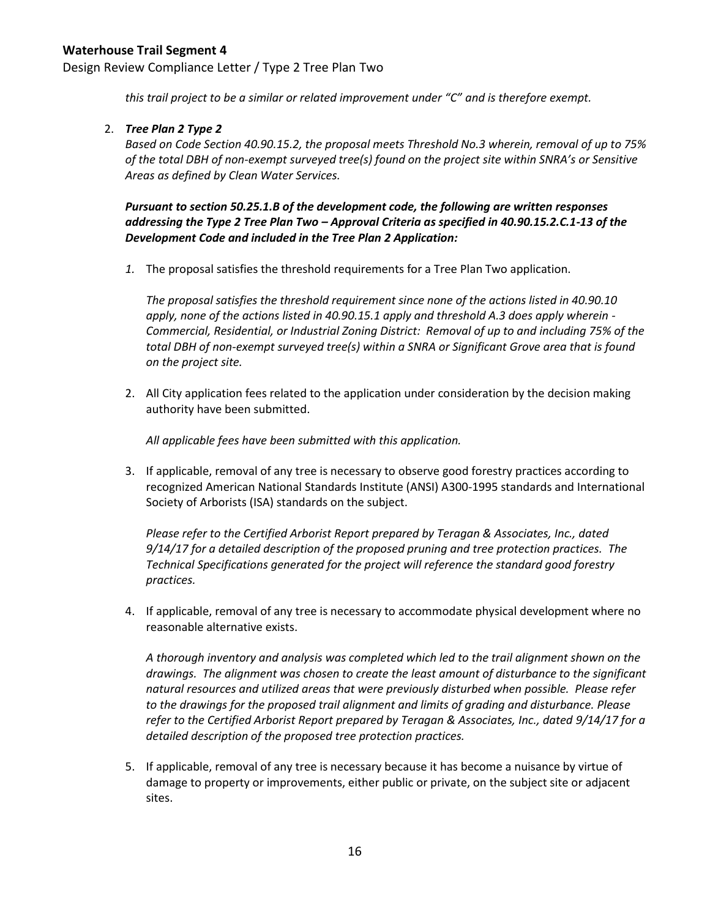*this trail project to be a similar or related improvement under "C" and is therefore exempt.*

2. ***Tree Plan 2 Type 2***

   *Based on Code Section 40.90.15.2, the proposal meets Threshold No.3 wherein, removal of up to 75% of the total DBH of non-exempt surveyed tree(s) found on the project site within SNRA's or Sensitive Areas as defined by Clean Water Services.*

   ***Pursuant to section 50.25.1.B of the development code, the following are written responses addressing the Type 2 Tree Plan Two – Approval Criteria as specified in 40.90.15.2.C.1-13 of the Development Code and included in the Tree Plan 2 Application:***

   1. The proposal satisfies the threshold requirements for a Tree Plan Two application.

      *The proposal satisfies the threshold requirement since none of the actions listed in 40.90.10 apply, none of the actions listed in 40.90.15.1 apply and threshold A.3 does apply wherein - Commercial, Residential, or Industrial Zoning District: Removal of up to and including 75% of the total DBH of non-exempt surveyed tree(s) within a SNRA or Significant Grove area that is found on the project site.*

   2. All City application fees related to the application under consideration by the decision making authority have been submitted.

      *All applicable fees have been submitted with this application.*

   3. If applicable, removal of any tree is necessary to observe good forestry practices according to recognized American National Standards Institute (ANSI) A300-1995 standards and International Society of Arborists (ISA) standards on the subject.

      *Please refer to the Certified Arborist Report prepared by Teragan & Associates, Inc., dated 9/14/17 for a detailed description of the proposed pruning and tree protection practices. The Technical Specifications generated for the project will reference the standard good forestry practices.*

   4. If applicable, removal of any tree is necessary to accommodate physical development where no reasonable alternative exists.

      *A thorough inventory and analysis was completed which led to the trail alignment shown on the drawings. The alignment was chosen to create the least amount of disturbance to the significant natural resources and utilized areas that were previously disturbed when possible. Please refer to the drawings for the proposed trail alignment and limits of grading and disturbance. Please refer to the Certified Arborist Report prepared by Teragan & Associates, Inc., dated 9/14/17 for a detailed description of the proposed tree protection practices.*

   5. If applicable, removal of any tree is necessary because it has become a nuisance by virtue of damage to property or improvements, either public or private, on the subject site or adjacent sites.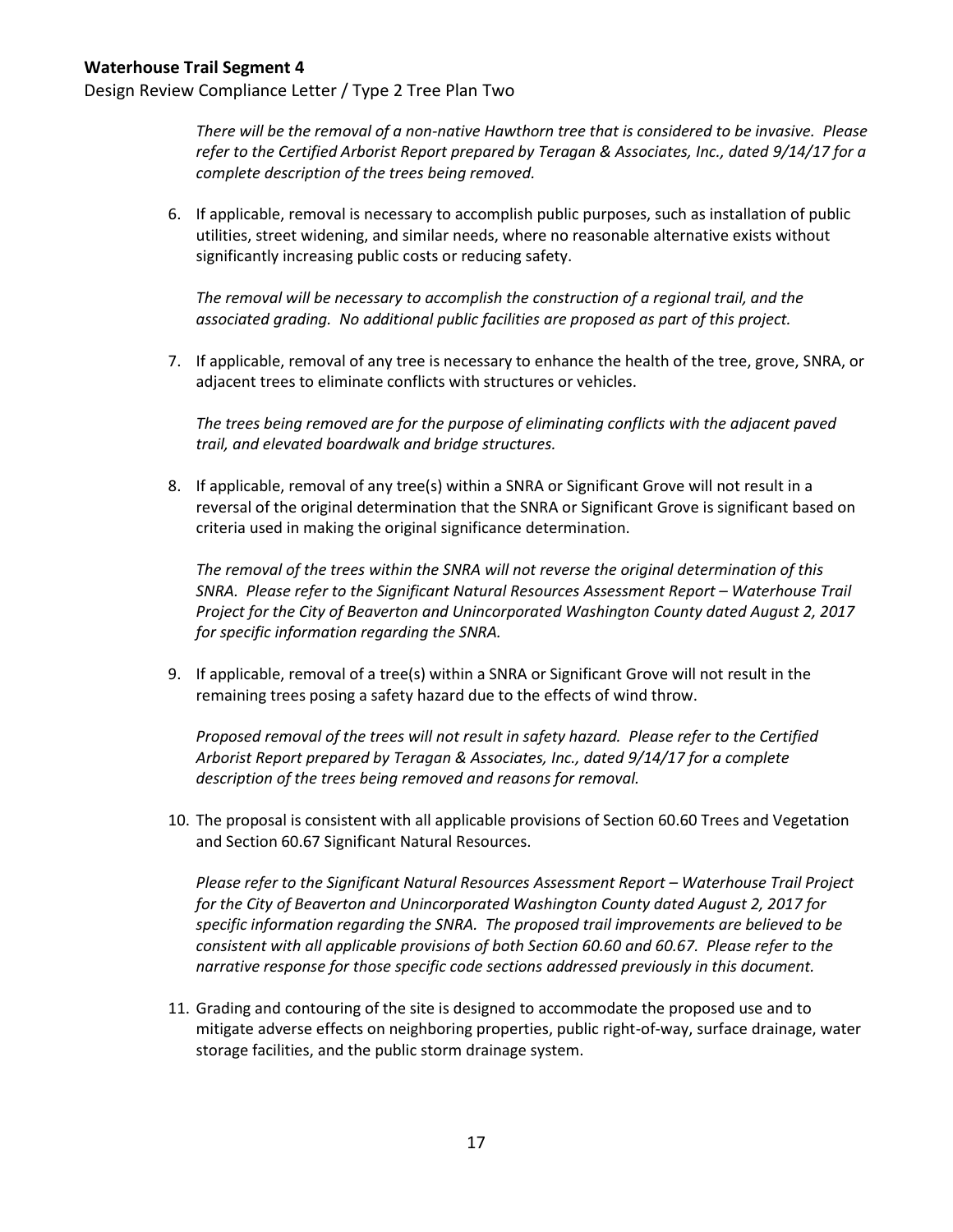*There will be the removal of a non-native Hawthorn tree that is considered to be invasive. Please refer to the Certified Arborist Report prepared by Teragan & Associates, Inc., dated 9/14/17 for a complete description of the trees being removed.*

6. If applicable, removal is necessary to accomplish public purposes, such as installation of public utilities, street widening, and similar needs, where no reasonable alternative exists without significantly increasing public costs or reducing safety.

   *The removal will be necessary to accomplish the construction of a regional trail, and the associated grading. No additional public facilities are proposed as part of this project.*

7. If applicable, removal of any tree is necessary to enhance the health of the tree, grove, SNRA, or adjacent trees to eliminate conflicts with structures or vehicles.

   *The trees being removed are for the purpose of eliminating conflicts with the adjacent paved trail, and elevated boardwalk and bridge structures.*

8. If applicable, removal of any tree(s) within a SNRA or Significant Grove will not result in a reversal of the original determination that the SNRA or Significant Grove is significant based on criteria used in making the original significance determination.

   *The removal of the trees within the SNRA will not reverse the original determination of this SNRA. Please refer to the Significant Natural Resources Assessment Report – Waterhouse Trail Project for the City of Beaverton and Unincorporated Washington County dated August 2, 2017 for specific information regarding the SNRA.*

9. If applicable, removal of a tree(s) within a SNRA or Significant Grove will not result in the remaining trees posing a safety hazard due to the effects of wind throw.

   *Proposed removal of the trees will not result in safety hazard. Please refer to the Certified Arborist Report prepared by Teragan & Associates, Inc., dated 9/14/17 for a complete description of the trees being removed and reasons for removal.*

10. The proposal is consistent with all applicable provisions of Section 60.60 Trees and Vegetation and Section 60.67 Significant Natural Resources.

    *Please refer to the Significant Natural Resources Assessment Report – Waterhouse Trail Project for the City of Beaverton and Unincorporated Washington County dated August 2, 2017 for specific information regarding the SNRA. The proposed trail improvements are believed to be consistent with all applicable provisions of both Section 60.60 and 60.67. Please refer to the narrative response for those specific code sections addressed previously in this document.*

11. Grading and contouring of the site is designed to accommodate the proposed use and to mitigate adverse effects on neighboring properties, public right-of-way, surface drainage, water storage facilities, and the public storm drainage system.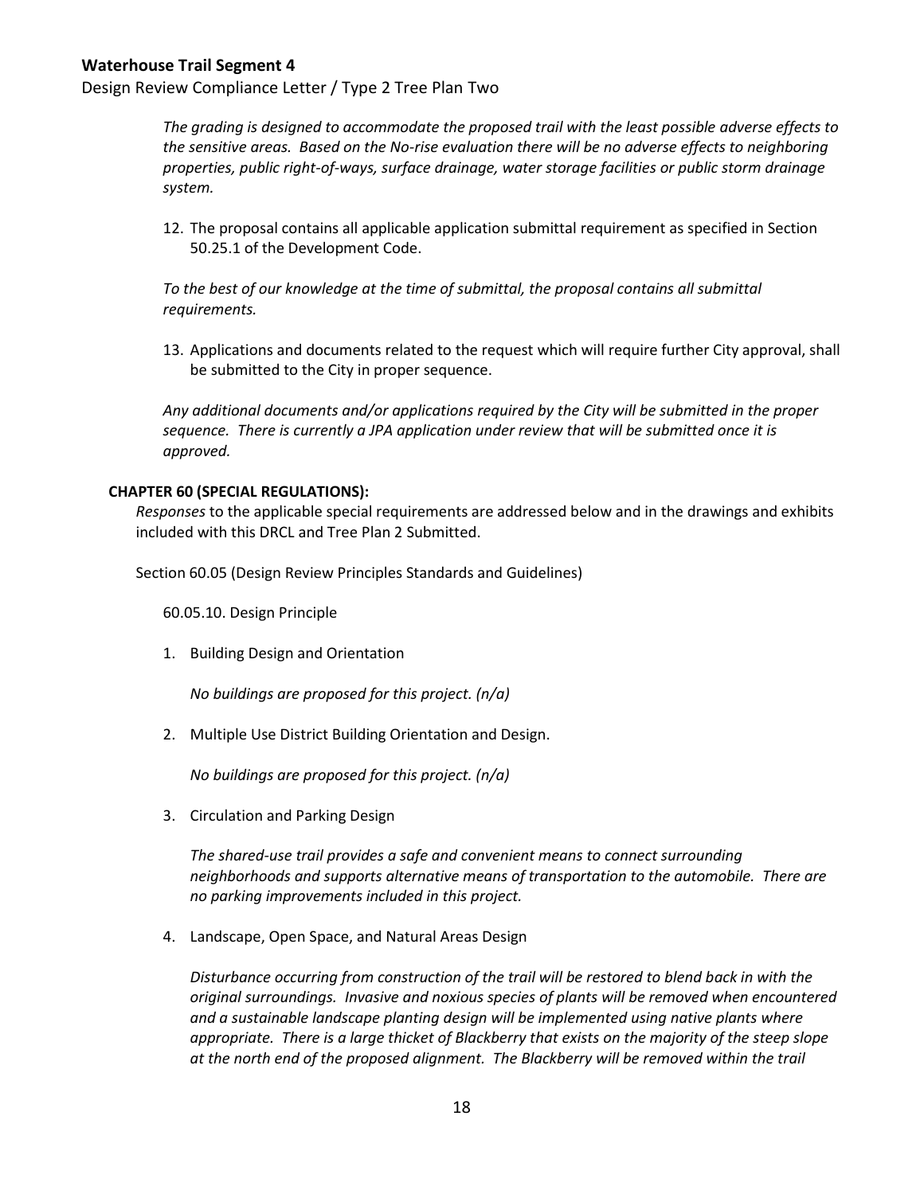*The grading is designed to accommodate the proposed trail with the least possible adverse effects to the sensitive areas. Based on the No-rise evaluation there will be no adverse effects to neighboring properties, public right-of-ways, surface drainage, water storage facilities or public storm drainage system.*

12. The proposal contains all applicable application submittal requirement as specified in Section 50.25.1 of the Development Code.

*To the best of our knowledge at the time of submittal, the proposal contains all submittal requirements.*

13. Applications and documents related to the request which will require further City approval, shall be submitted to the City in proper sequence.

*Any additional documents and/or applications required by the City will be submitted in the proper sequence. There is currently a JPA application under review that will be submitted once it is approved.*

**CHAPTER 60 (SPECIAL REGULATIONS):**

*Responses* to the applicable special requirements are addressed below and in the drawings and exhibits included with this DRCL and Tree Plan 2 Submitted.

Section 60.05 (Design Review Principles Standards and Guidelines)

60.05.10. Design Principle

1. Building Design and Orientation

   *No buildings are proposed for this project. (n/a)*

2. Multiple Use District Building Orientation and Design.

   *No buildings are proposed for this project. (n/a)*

3. Circulation and Parking Design

   *The shared-use trail provides a safe and convenient means to connect surrounding neighborhoods and supports alternative means of transportation to the automobile. There are no parking improvements included in this project.*

4. Landscape, Open Space, and Natural Areas Design

   *Disturbance occurring from construction of the trail will be restored to blend back in with the original surroundings. Invasive and noxious species of plants will be removed when encountered and a sustainable landscape planting design will be implemented using native plants where appropriate. There is a large thicket of Blackberry that exists on the majority of the steep slope at the north end of the proposed alignment. The Blackberry will be removed within the trail*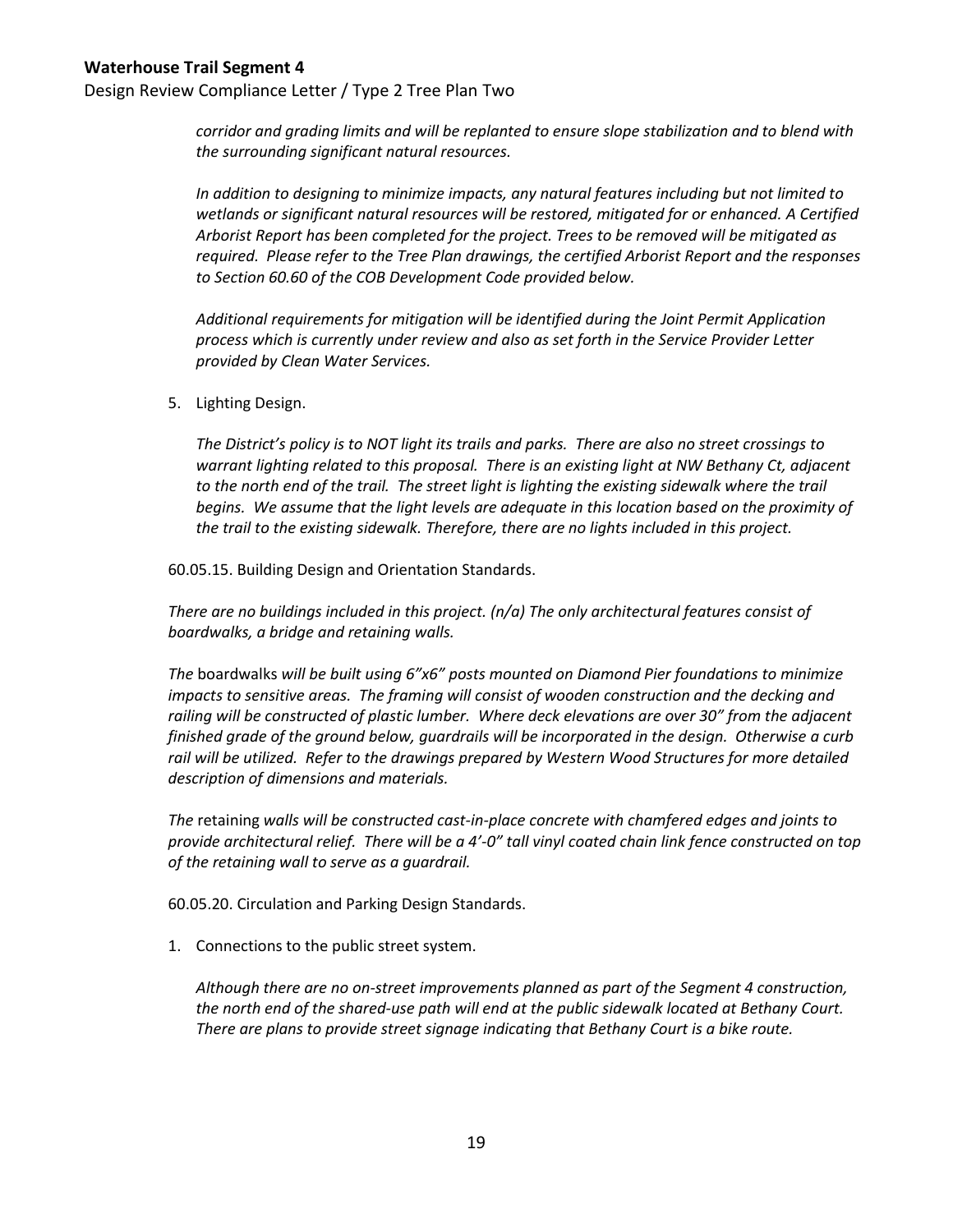*corridor and grading limits and will be replanted to ensure slope stabilization and to blend with the surrounding significant natural resources.*

*In addition to designing to minimize impacts, any natural features including but not limited to wetlands or significant natural resources will be restored, mitigated for or enhanced. A Certified Arborist Report has been completed for the project. Trees to be removed will be mitigated as required. Please refer to the Tree Plan drawings, the certified Arborist Report and the responses to Section 60.60 of the COB Development Code provided below.*

*Additional requirements for mitigation will be identified during the Joint Permit Application process which is currently under review and also as set forth in the Service Provider Letter provided by Clean Water Services.*

5. Lighting Design.

   *The District's policy is to NOT light its trails and parks. There are also no street crossings to warrant lighting related to this proposal. There is an existing light at NW Bethany Ct, adjacent to the north end of the trail. The street light is lighting the existing sidewalk where the trail begins. We assume that the light levels are adequate in this location based on the proximity of the trail to the existing sidewalk. Therefore, there are no lights included in this project.*

60.05.15. Building Design and Orientation Standards.

*There are no buildings included in this project. (n/a) The only architectural features consist of boardwalks, a bridge and retaining walls.*

*The* boardwalks *will be built using 6"x6" posts mounted on Diamond Pier foundations to minimize impacts to sensitive areas. The framing will consist of wooden construction and the decking and railing will be constructed of plastic lumber. Where deck elevations are over 30" from the adjacent finished grade of the ground below, guardrails will be incorporated in the design. Otherwise a curb rail will be utilized. Refer to the drawings prepared by Western Wood Structures for more detailed description of dimensions and materials.*

*The* retaining *walls will be constructed cast-in-place concrete with chamfered edges and joints to provide architectural relief. There will be a 4'-0" tall vinyl coated chain link fence constructed on top of the retaining wall to serve as a guardrail.*

60.05.20. Circulation and Parking Design Standards.

1. Connections to the public street system.

   *Although there are no on-street improvements planned as part of the Segment 4 construction, the north end of the shared-use path will end at the public sidewalk located at Bethany Court. There are plans to provide street signage indicating that Bethany Court is a bike route.*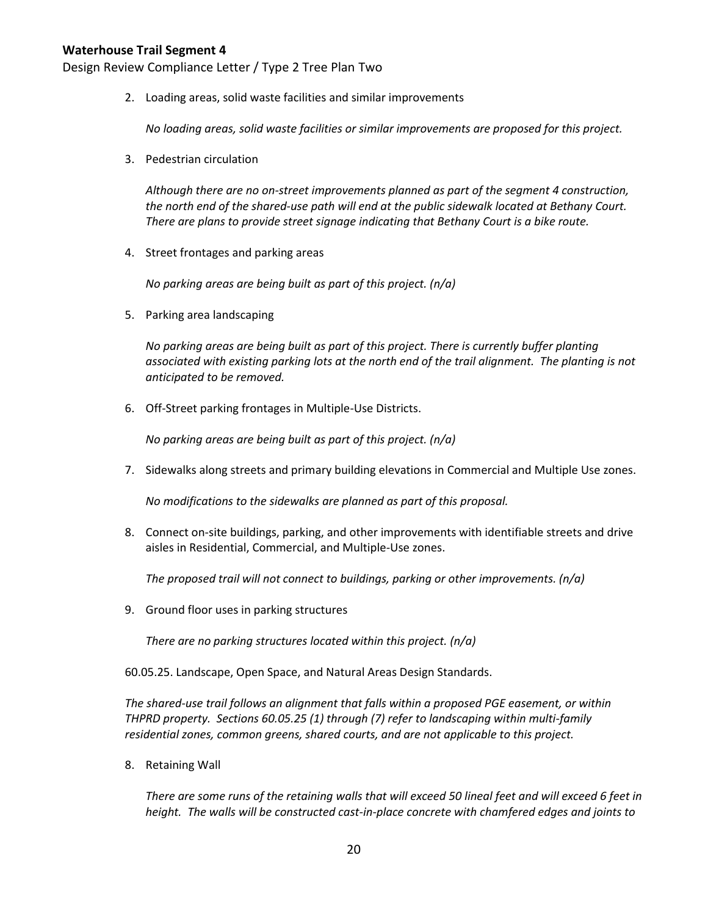2. Loading areas, solid waste facilities and similar improvements

   *No loading areas, solid waste facilities or similar improvements are proposed for this project.*

3. Pedestrian circulation

   *Although there are no on-street improvements planned as part of the segment 4 construction, the north end of the shared-use path will end at the public sidewalk located at Bethany Court. There are plans to provide street signage indicating that Bethany Court is a bike route.*

4. Street frontages and parking areas

   *No parking areas are being built as part of this project. (n/a)*

5. Parking area landscaping

   *No parking areas are being built as part of this project. There is currently buffer planting associated with existing parking lots at the north end of the trail alignment. The planting is not anticipated to be removed.*

6. Off-Street parking frontages in Multiple-Use Districts.

   *No parking areas are being built as part of this project. (n/a)*

7. Sidewalks along streets and primary building elevations in Commercial and Multiple Use zones.

   *No modifications to the sidewalks are planned as part of this proposal.*

8. Connect on-site buildings, parking, and other improvements with identifiable streets and drive aisles in Residential, Commercial, and Multiple-Use zones.

   *The proposed trail will not connect to buildings, parking or other improvements. (n/a)*

9. Ground floor uses in parking structures

   *There are no parking structures located within this project. (n/a)*

60.05.25. Landscape, Open Space, and Natural Areas Design Standards.

*The shared-use trail follows an alignment that falls within a proposed PGE easement, or within THPRD property. Sections 60.05.25 (1) through (7) refer to landscaping within multi-family residential zones, common greens, shared courts, and are not applicable to this project.*

8. Retaining Wall

   *There are some runs of the retaining walls that will exceed 50 lineal feet and will exceed 6 feet in height. The walls will be constructed cast-in-place concrete with chamfered edges and joints to*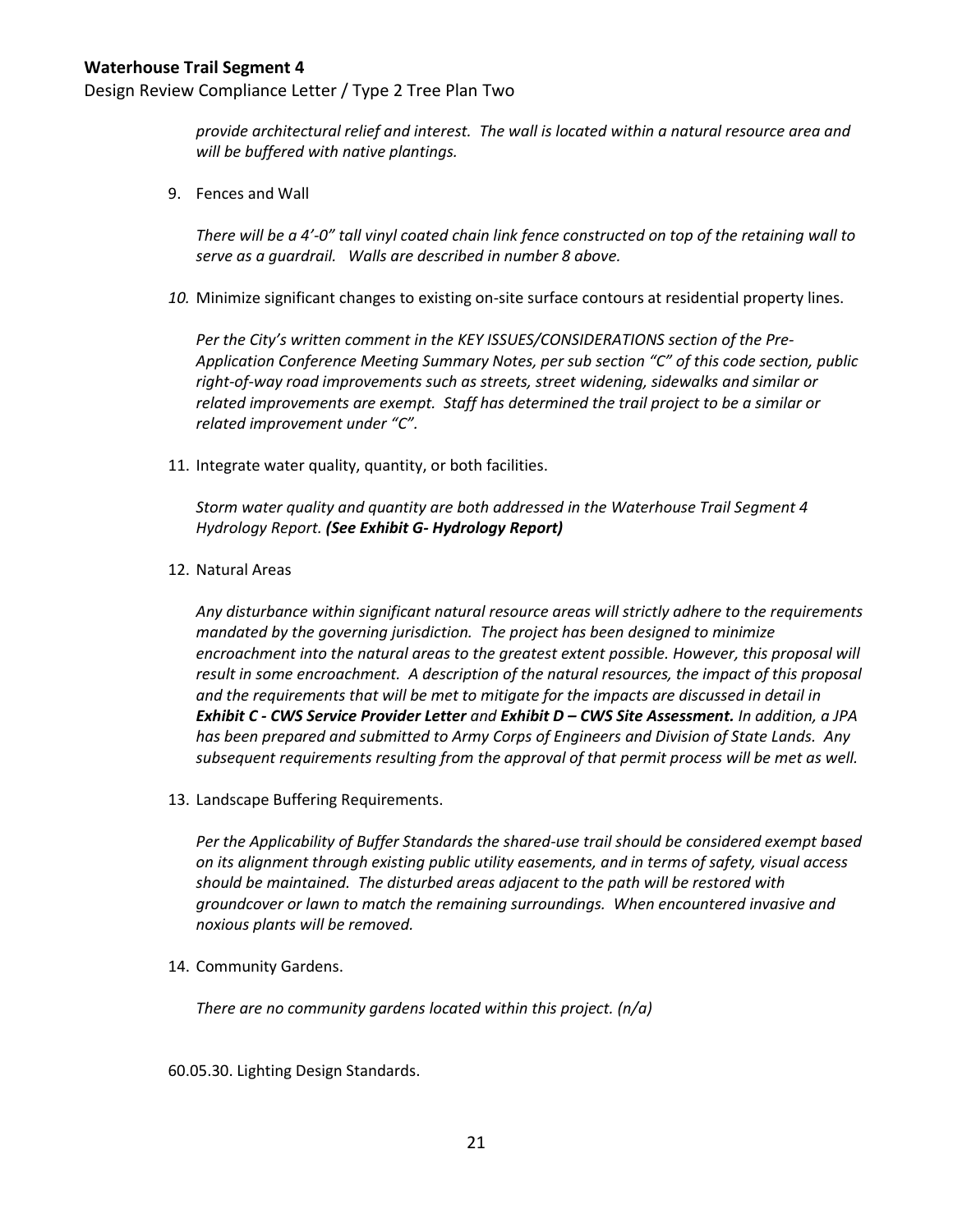*provide architectural relief and interest. The wall is located within a natural resource area and will be buffered with native plantings.*

9. Fences and Wall

   *There will be a 4'-0" tall vinyl coated chain link fence constructed on top of the retaining wall to serve as a guardrail. Walls are described in number 8 above.*

10. Minimize significant changes to existing on-site surface contours at residential property lines.

    *Per the City's written comment in the KEY ISSUES/CONSIDERATIONS section of the Pre-Application Conference Meeting Summary Notes, per sub section "C" of this code section, public right-of-way road improvements such as streets, street widening, sidewalks and similar or related improvements are exempt. Staff has determined the trail project to be a similar or related improvement under "C".*

11. Integrate water quality, quantity, or both facilities.

    *Storm water quality and quantity are both addressed in the Waterhouse Trail Segment 4 Hydrology Report.* ***(See Exhibit G- Hydrology Report)***

12. Natural Areas

    *Any disturbance within significant natural resource areas will strictly adhere to the requirements mandated by the governing jurisdiction. The project has been designed to minimize encroachment into the natural areas to the greatest extent possible. However, this proposal will result in some encroachment. A description of the natural resources, the impact of this proposal and the requirements that will be met to mitigate for the impacts are discussed in detail in* ***Exhibit C - CWS Service Provider Letter*** *and* ***Exhibit D – CWS Site Assessment.*** *In addition, a JPA has been prepared and submitted to Army Corps of Engineers and Division of State Lands. Any subsequent requirements resulting from the approval of that permit process will be met as well.*

13. Landscape Buffering Requirements.

    *Per the Applicability of Buffer Standards the shared-use trail should be considered exempt based on its alignment through existing public utility easements, and in terms of safety, visual access should be maintained. The disturbed areas adjacent to the path will be restored with groundcover or lawn to match the remaining surroundings. When encountered invasive and noxious plants will be removed.*

14. Community Gardens.

    *There are no community gardens located within this project. (n/a)*

60.05.30. Lighting Design Standards.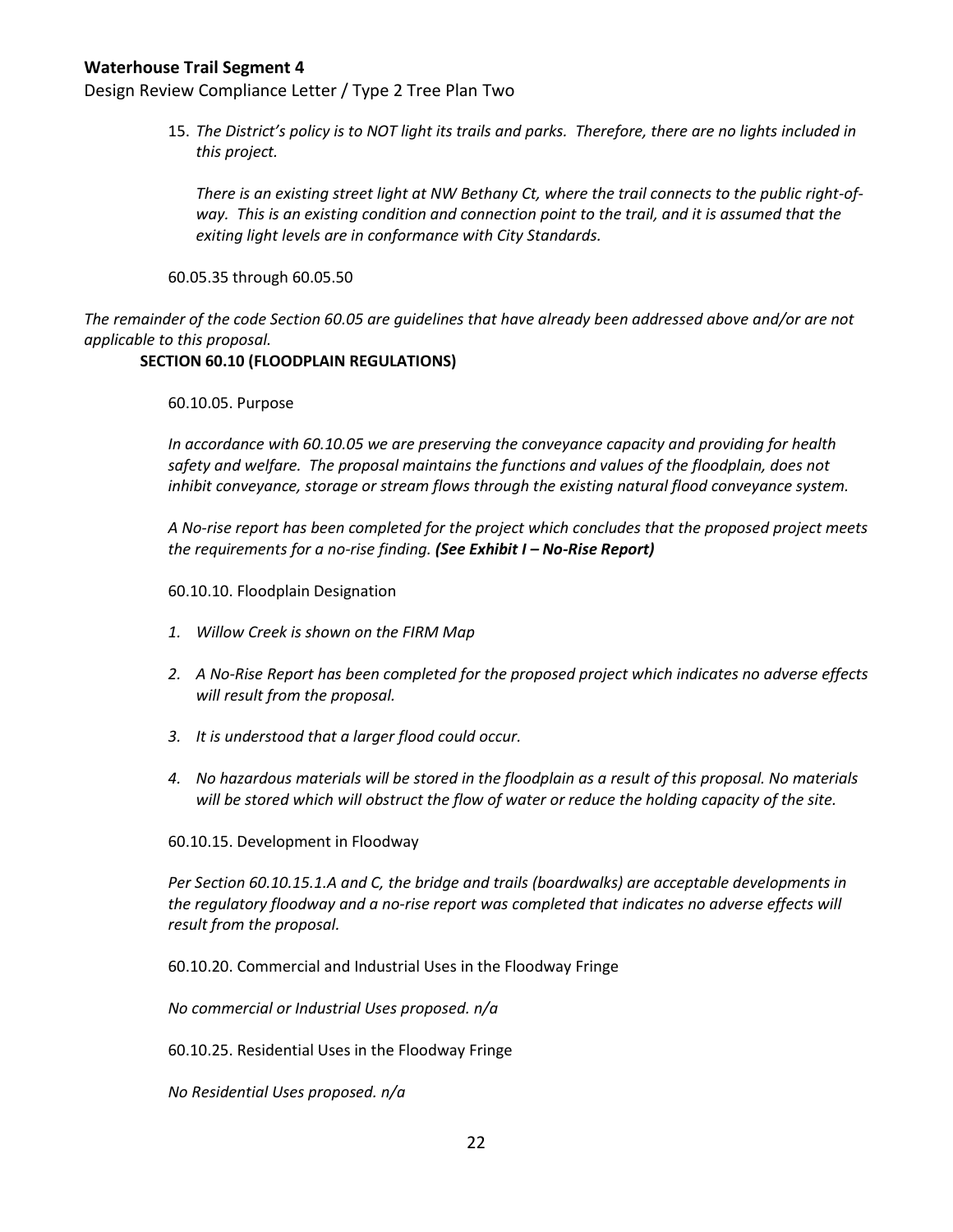15. *The District's policy is to NOT light its trails and parks. Therefore, there are no lights included in this project.*

    *There is an existing street light at NW Bethany Ct, where the trail connects to the public right-of-way. This is an existing condition and connection point to the trail, and it is assumed that the exiting light levels are in conformance with City Standards.*

60.05.35 through 60.05.50

*The remainder of the code Section 60.05 are guidelines that have already been addressed above and/or are not applicable to this proposal.*

**SECTION 60.10 (FLOODPLAIN REGULATIONS)**

60.10.05. Purpose

*In accordance with 60.10.05 we are preserving the conveyance capacity and providing for health safety and welfare. The proposal maintains the functions and values of the floodplain, does not inhibit conveyance, storage or stream flows through the existing natural flood conveyance system.*

*A No-rise report has been completed for the project which concludes that the proposed project meets the requirements for a no-rise finding.* ***(See Exhibit I – No-Rise Report)***

60.10.10. Floodplain Designation

1. *Willow Creek is shown on the FIRM Map*
2. *A No-Rise Report has been completed for the proposed project which indicates no adverse effects will result from the proposal.*
3. *It is understood that a larger flood could occur.*
4. *No hazardous materials will be stored in the floodplain as a result of this proposal. No materials will be stored which will obstruct the flow of water or reduce the holding capacity of the site.*

60.10.15. Development in Floodway

*Per Section 60.10.15.1.A and C, the bridge and trails (boardwalks) are acceptable developments in the regulatory floodway and a no-rise report was completed that indicates no adverse effects will result from the proposal.*

60.10.20. Commercial and Industrial Uses in the Floodway Fringe

*No commercial or Industrial Uses proposed. n/a*

60.10.25. Residential Uses in the Floodway Fringe

*No Residential Uses proposed. n/a*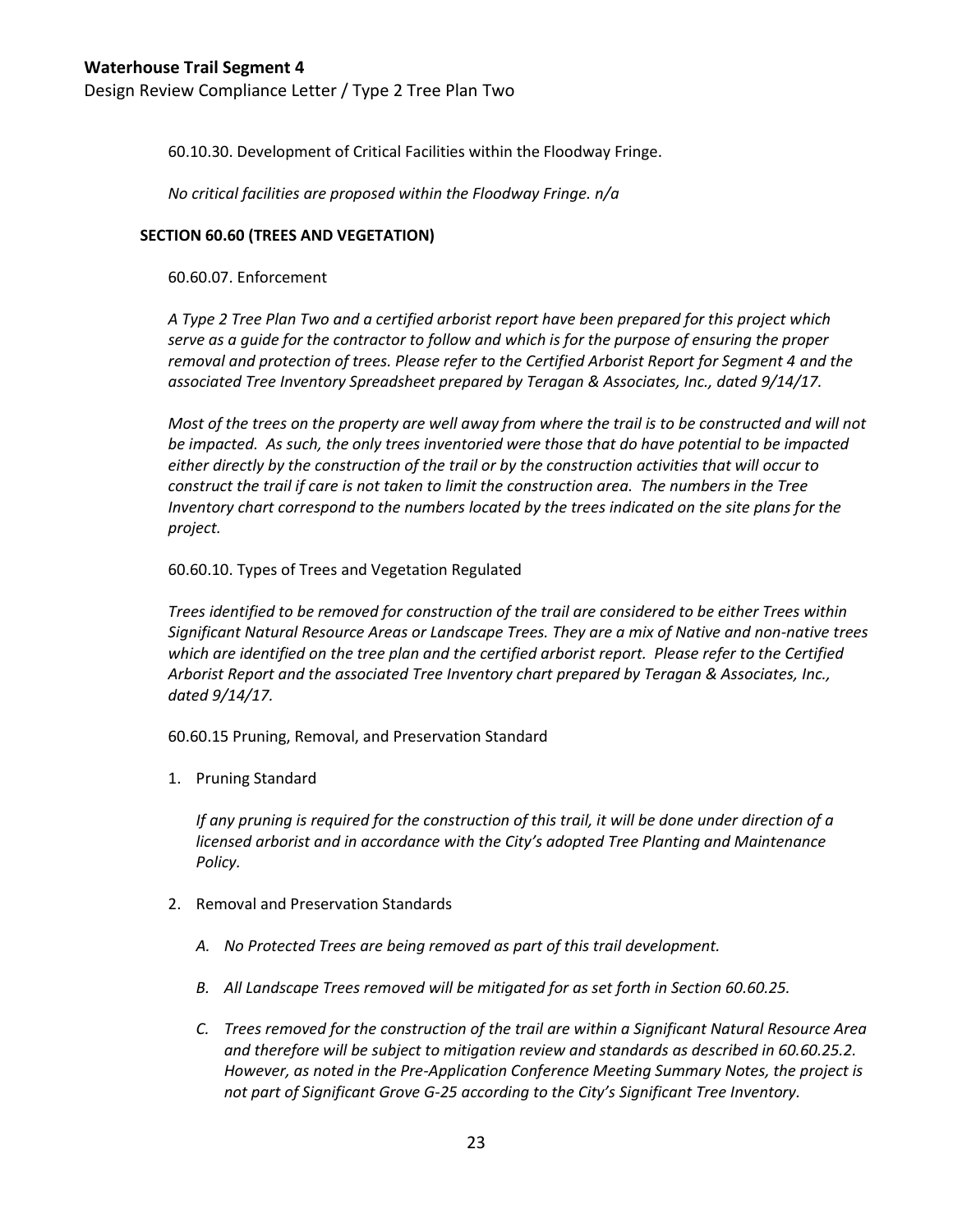60.10.30. Development of Critical Facilities within the Floodway Fringe.

*No critical facilities are proposed within the Floodway Fringe. n/a*

**SECTION 60.60 (TREES AND VEGETATION)**

60.60.07. Enforcement

*A Type 2 Tree Plan Two and a certified arborist report have been prepared for this project which serve as a guide for the contractor to follow and which is for the purpose of ensuring the proper removal and protection of trees. Please refer to the Certified Arborist Report for Segment 4 and the associated Tree Inventory Spreadsheet prepared by Teragan & Associates, Inc., dated 9/14/17.*

*Most of the trees on the property are well away from where the trail is to be constructed and will not be impacted. As such, the only trees inventoried were those that do have potential to be impacted either directly by the construction of the trail or by the construction activities that will occur to construct the trail if care is not taken to limit the construction area. The numbers in the Tree Inventory chart correspond to the numbers located by the trees indicated on the site plans for the project.*

60.60.10. Types of Trees and Vegetation Regulated

*Trees identified to be removed for construction of the trail are considered to be either Trees within Significant Natural Resource Areas or Landscape Trees. They are a mix of Native and non-native trees which are identified on the tree plan and the certified arborist report. Please refer to the Certified Arborist Report and the associated Tree Inventory chart prepared by Teragan & Associates, Inc., dated 9/14/17.*

60.60.15 Pruning, Removal, and Preservation Standard

1. Pruning Standard

   *If any pruning is required for the construction of this trail, it will be done under direction of a licensed arborist and in accordance with the City's adopted Tree Planting and Maintenance Policy.*

2. Removal and Preservation Standards

   A. *No Protected Trees are being removed as part of this trail development.*

   B. *All Landscape Trees removed will be mitigated for as set forth in Section 60.60.25.*

   C. *Trees removed for the construction of the trail are within a Significant Natural Resource Area and therefore will be subject to mitigation review and standards as described in 60.60.25.2. However, as noted in the Pre-Application Conference Meeting Summary Notes, the project is not part of Significant Grove G-25 according to the City's Significant Tree Inventory.*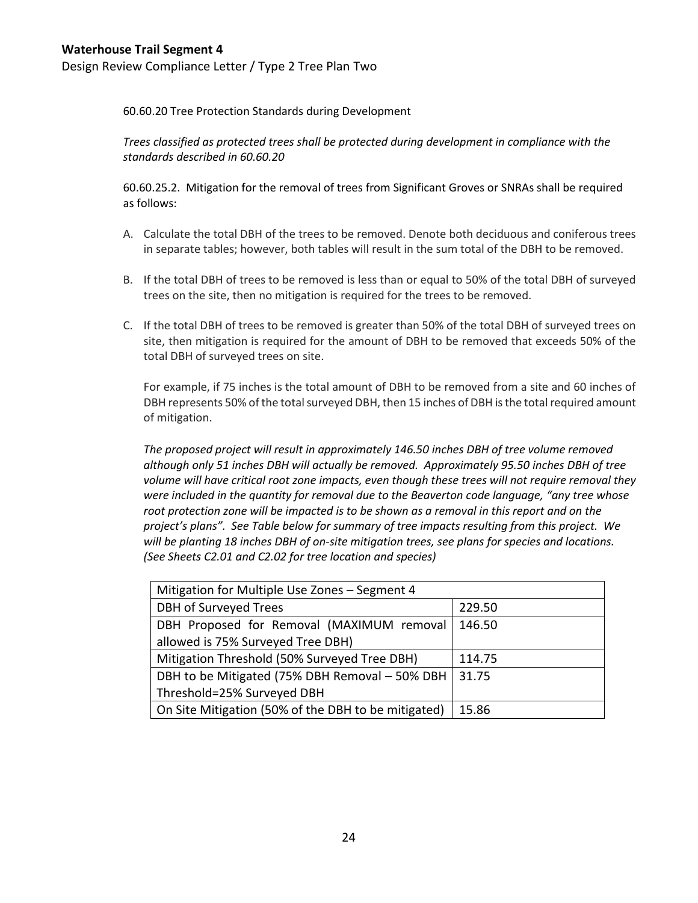60.60.20 Tree Protection Standards during Development

*Trees classified as protected trees shall be protected during development in compliance with the standards described in 60.60.20*

60.60.25.2. Mitigation for the removal of trees from Significant Groves or SNRAs shall be required as follows:

A. Calculate the total DBH of the trees to be removed. Denote both deciduous and coniferous trees in separate tables; however, both tables will result in the sum total of the DBH to be removed.

B. If the total DBH of trees to be removed is less than or equal to 50% of the total DBH of surveyed trees on the site, then no mitigation is required for the trees to be removed.

C. If the total DBH of trees to be removed is greater than 50% of the total DBH of surveyed trees on site, then mitigation is required for the amount of DBH to be removed that exceeds 50% of the total DBH of surveyed trees on site.

   For example, if 75 inches is the total amount of DBH to be removed from a site and 60 inches of DBH represents 50% of the total surveyed DBH, then 15 inches of DBH is the total required amount of mitigation.

   *The proposed project will result in approximately 146.50 inches DBH of tree volume removed although only 51 inches DBH will actually be removed. Approximately 95.50 inches DBH of tree volume will have critical root zone impacts, even though these trees will not require removal they were included in the quantity for removal due to the Beaverton code language, "any tree whose root protection zone will be impacted is to be shown as a removal in this report and on the project's plans". See Table below for summary of tree impacts resulting from this project. We will be planting 18 inches DBH of on-site mitigation trees, see plans for species and locations. (See Sheets C2.01 and C2.02 for tree location and species)*

| Mitigation for Multiple Use Zones – Segment 4 | |
|---|---|
| DBH of Surveyed Trees | 229.50 |
| DBH Proposed for Removal (MAXIMUM removal allowed is 75% Surveyed Tree DBH) | 146.50 |
| Mitigation Threshold (50% Surveyed Tree DBH) | 114.75 |
| DBH to be Mitigated (75% DBH Removal – 50% DBH Threshold=25% Surveyed DBH | 31.75 |
| On Site Mitigation (50% of the DBH to be mitigated) | 15.86 |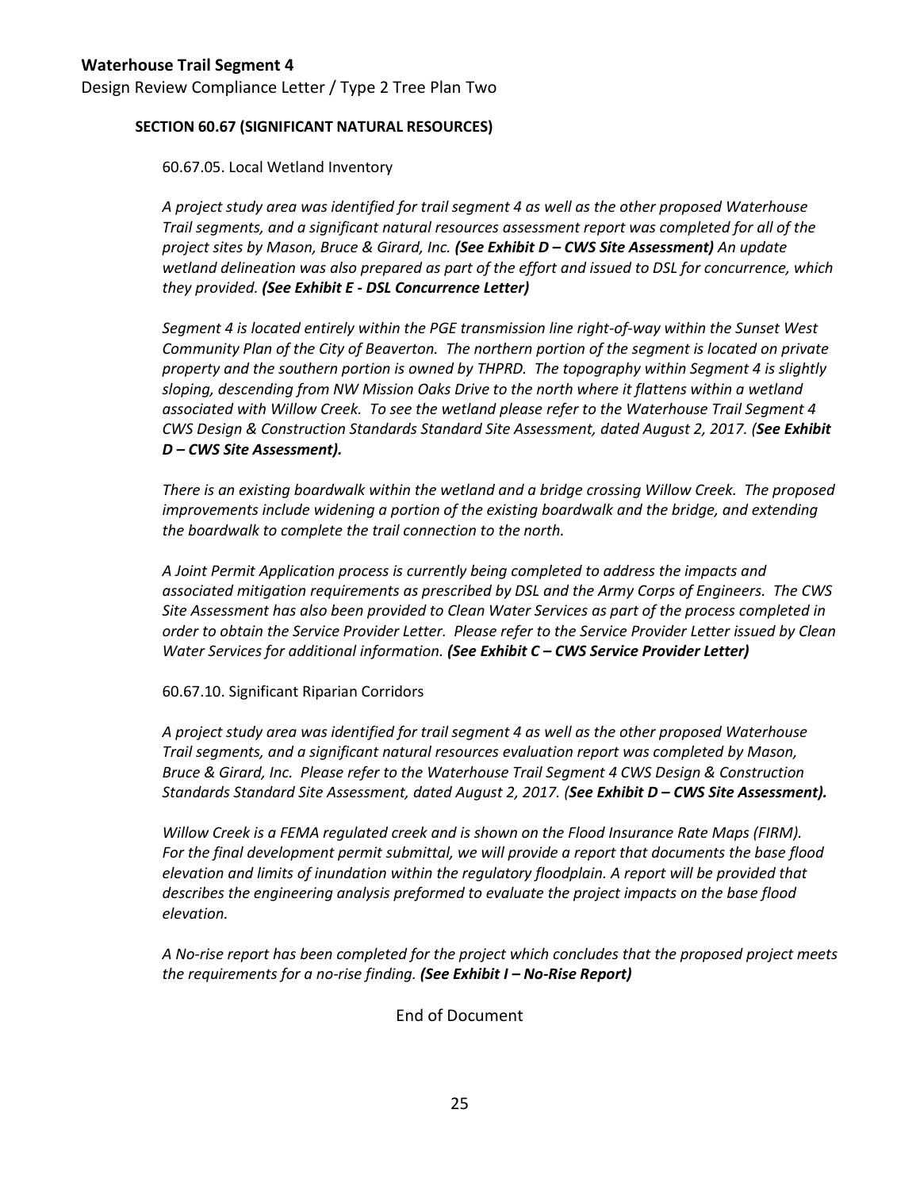**SECTION 60.67 (SIGNIFICANT NATURAL RESOURCES)**

60.67.05. Local Wetland Inventory

*A project study area was identified for trail segment 4 as well as the other proposed Waterhouse Trail segments, and a significant natural resources assessment report was completed for all of the project sites by Mason, Bruce & Girard, Inc.* ***(See Exhibit D – CWS Site Assessment)*** *An update wetland delineation was also prepared as part of the effort and issued to DSL for concurrence, which they provided.* ***(See Exhibit E - DSL Concurrence Letter)***

*Segment 4 is located entirely within the PGE transmission line right-of-way within the Sunset West Community Plan of the City of Beaverton. The northern portion of the segment is located on private property and the southern portion is owned by THPRD. The topography within Segment 4 is slightly sloping, descending from NW Mission Oaks Drive to the north where it flattens within a wetland associated with Willow Creek. To see the wetland please refer to the Waterhouse Trail Segment 4 CWS Design & Construction Standards Standard Site Assessment, dated August 2, 2017. (****See Exhibit D – CWS Site Assessment).***

*There is an existing boardwalk within the wetland and a bridge crossing Willow Creek. The proposed improvements include widening a portion of the existing boardwalk and the bridge, and extending the boardwalk to complete the trail connection to the north.*

*A Joint Permit Application process is currently being completed to address the impacts and associated mitigation requirements as prescribed by DSL and the Army Corps of Engineers. The CWS Site Assessment has also been provided to Clean Water Services as part of the process completed in order to obtain the Service Provider Letter. Please refer to the Service Provider Letter issued by Clean Water Services for additional information.* ***(See Exhibit C – CWS Service Provider Letter)***

60.67.10. Significant Riparian Corridors

*A project study area was identified for trail segment 4 as well as the other proposed Waterhouse Trail segments, and a significant natural resources evaluation report was completed by Mason, Bruce & Girard, Inc. Please refer to the Waterhouse Trail Segment 4 CWS Design & Construction Standards Standard Site Assessment, dated August 2, 2017. (****See Exhibit D – CWS Site Assessment).***

*Willow Creek is a FEMA regulated creek and is shown on the Flood Insurance Rate Maps (FIRM). For the final development permit submittal, we will provide a report that documents the base flood elevation and limits of inundation within the regulatory floodplain. A report will be provided that describes the engineering analysis preformed to evaluate the project impacts on the base flood elevation.*

*A No-rise report has been completed for the project which concludes that the proposed project meets the requirements for a no-rise finding.* ***(See Exhibit I – No-Rise Report)***

End of Document